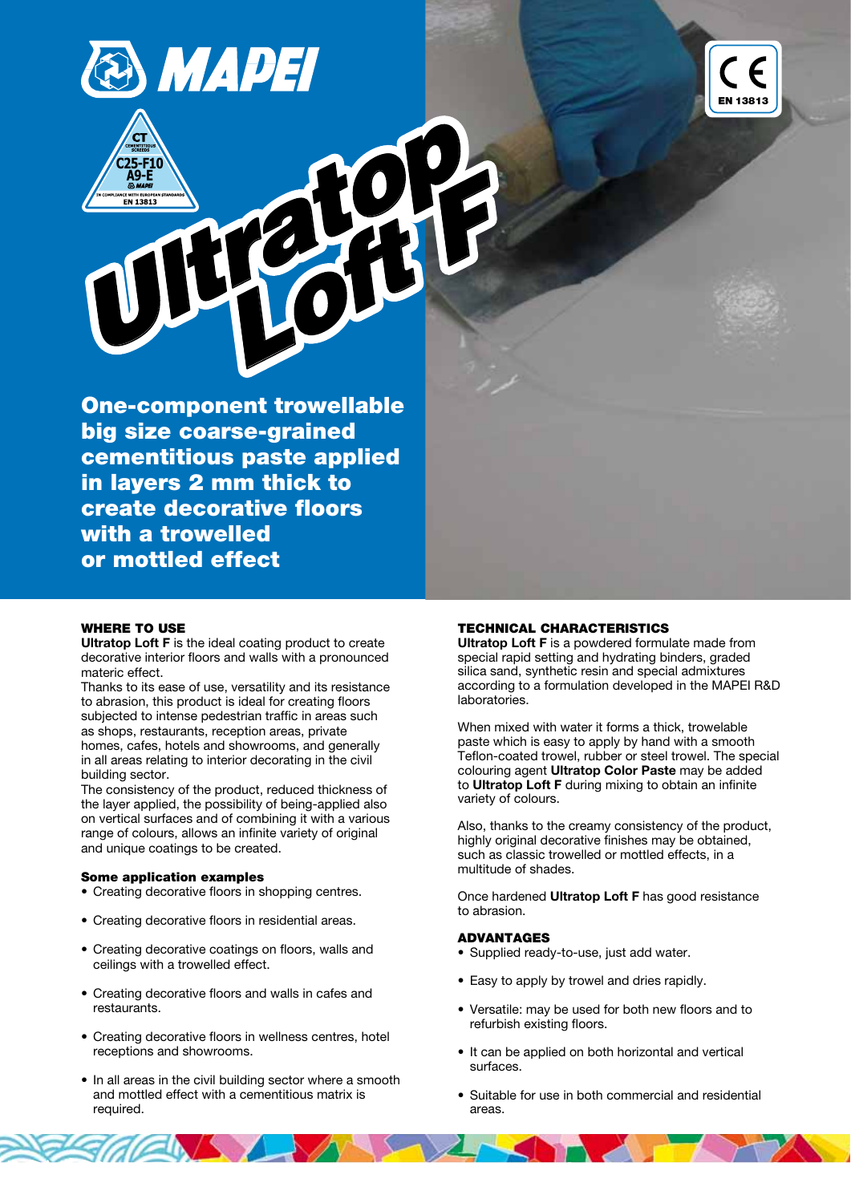# Ultratop Loft F

**One-component trowellable big size coarse-grained cementitious paste applied in layers 2 mm thick to create decorative floors with a trowelled or mottled effect**

CT
CEMENTITIOUS SCREEDS
C25-F10
A9-E
IN COMPLIANCE WITH EUROPEAN STANDARDS
EN 13813

CE
EN 13813

## WHERE TO USE

**Ultratop Loft F** is the ideal coating product to create decorative interior floors and walls with a pronounced materic effect.

Thanks to its ease of use, versatility and its resistance to abrasion, this product is ideal for creating floors subjected to intense pedestrian traffic in areas such as shops, restaurants, reception areas, private homes, cafes, hotels and showrooms, and generally in all areas relating to interior decorating in the civil building sector.

The consistency of the product, reduced thickness of the layer applied, the possibility of being-applied also on vertical surfaces and of combining it with a various range of colours, allows an infinite variety of original and unique coatings to be created.

### Some application examples

- Creating decorative floors in shopping centres.
- Creating decorative floors in residential areas.
- Creating decorative coatings on floors, walls and ceilings with a trowelled effect.
- Creating decorative floors and walls in cafes and restaurants.
- Creating decorative floors in wellness centres, hotel receptions and showrooms.
- In all areas in the civil building sector where a smooth and mottled effect with a cementitious matrix is required.

## TECHNICAL CHARACTERISTICS

**Ultratop Loft F** is a powdered formulate made from special rapid setting and hydrating binders, graded silica sand, synthetic resin and special admixtures according to a formulation developed in the MAPEI R&D laboratories.

When mixed with water it forms a thick, trowelable paste which is easy to apply by hand with a smooth Teflon-coated trowel, rubber or steel trowel. The special colouring agent **Ultratop Color Paste** may be added to **Ultratop Loft F** during mixing to obtain an infinite variety of colours.

Also, thanks to the creamy consistency of the product, highly original decorative finishes may be obtained, such as classic trowelled or mottled effects, in a multitude of shades.

Once hardened **Ultratop Loft F** has good resistance to abrasion.

## ADVANTAGES

- Supplied ready-to-use, just add water.
- Easy to apply by trowel and dries rapidly.
- Versatile: may be used for both new floors and to refurbish existing floors.
- It can be applied on both horizontal and vertical surfaces.
- Suitable for use in both commercial and residential areas.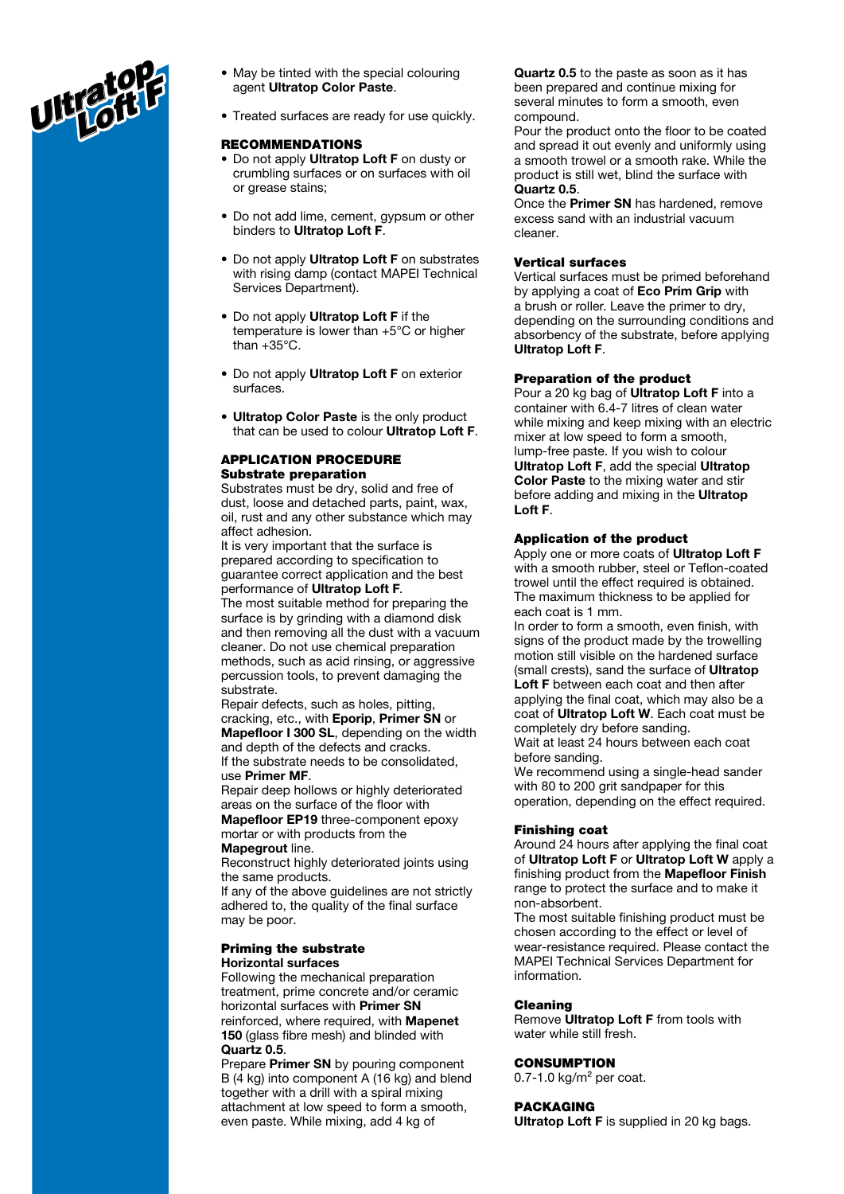- May be tinted with the special colouring agent **Ultratop Color Paste**.
- Treated surfaces are ready for use quickly.

## RECOMMENDATIONS

- Do not apply **Ultratop Loft F** on dusty or crumbling surfaces or on surfaces with oil or grease stains;
- Do not add lime, cement, gypsum or other binders to **Ultratop Loft F**.
- Do not apply **Ultratop Loft F** on substrates with rising damp (contact MAPEI Technical Services Department).
- Do not apply **Ultratop Loft F** if the temperature is lower than +5°C or higher than +35°C.
- Do not apply **Ultratop Loft F** on exterior surfaces.
- **Ultratop Color Paste** is the only product that can be used to colour **Ultratop Loft F**.

## APPLICATION PROCEDURE

### Substrate preparation

Substrates must be dry, solid and free of dust, loose and detached parts, paint, wax, oil, rust and any other substance which may affect adhesion.
It is very important that the surface is prepared according to specification to guarantee correct application and the best performance of **Ultratop Loft F**.
The most suitable method for preparing the surface is by grinding with a diamond disk and then removing all the dust with a vacuum cleaner. Do not use chemical preparation methods, such as acid rinsing, or aggressive percussion tools, to prevent damaging the substrate.
Repair defects, such as holes, pitting, cracking, etc., with **Eporip**, **Primer SN** or **Mapefloor I 300 SL**, depending on the width and depth of the defects and cracks.
If the substrate needs to be consolidated, use **Primer MF**.
Repair deep hollows or highly deteriorated areas on the surface of the floor with **Mapefloor EP19** three-component epoxy mortar or with products from the **Mapegrout** line.
Reconstruct highly deteriorated joints using the same products.
If any of the above guidelines are not strictly adhered to, the quality of the final surface may be poor.

### Priming the substrate

**Horizontal surfaces**

Following the mechanical preparation treatment, prime concrete and/or ceramic horizontal surfaces with **Primer SN** reinforced, where required, with **Mapenet 150** (glass fibre mesh) and blinded with **Quartz 0.5**.
Prepare **Primer SN** by pouring component B (4 kg) into component A (16 kg) and blend together with a drill with a spiral mixing attachment at low speed to form a smooth, even paste. While mixing, add 4 kg of **Quartz 0.5** to the paste as soon as it has been prepared and continue mixing for several minutes to form a smooth, even compound.
Pour the product onto the floor to be coated and spread it out evenly and uniformly using a smooth trowel or a smooth rake. While the product is still wet, blind the surface with **Quartz 0.5**.
Once the **Primer SN** has hardened, remove excess sand with an industrial vacuum cleaner.

**Vertical surfaces**

Vertical surfaces must be primed beforehand by applying a coat of **Eco Prim Grip** with a brush or roller. Leave the primer to dry, depending on the surrounding conditions and absorbency of the substrate, before applying **Ultratop Loft F**.

### Preparation of the product

Pour a 20 kg bag of **Ultratop Loft F** into a container with 6.4-7 litres of clean water while mixing and keep mixing with an electric mixer at low speed to form a smooth, lump-free paste. If you wish to colour **Ultratop Loft F**, add the special **Ultratop Color Paste** to the mixing water and stir before adding and mixing in the **Ultratop Loft F**.

### Application of the product

Apply one or more coats of **Ultratop Loft F** with a smooth rubber, steel or Teflon-coated trowel until the effect required is obtained. The maximum thickness to be applied for each coat is 1 mm.
In order to form a smooth, even finish, with signs of the product made by the trowelling motion still visible on the hardened surface (small crests), sand the surface of **Ultratop Loft F** between each coat and then after applying the final coat, which may also be a coat of **Ultratop Loft W**. Each coat must be completely dry before sanding.
Wait at least 24 hours between each coat before sanding.
We recommend using a single-head sander with 80 to 200 grit sandpaper for this operation, depending on the effect required.

### Finishing coat

Around 24 hours after applying the final coat of **Ultratop Loft F** or **Ultratop Loft W** apply a finishing product from the **Mapefloor Finish** range to protect the surface and to make it non-absorbent.
The most suitable finishing product must be chosen according to the effect or level of wear-resistance required. Please contact the MAPEI Technical Services Department for information.

### Cleaning

Remove **Ultratop Loft F** from tools with water while still fresh.

## CONSUMPTION

0.7-1.0 kg/m$^2$ per coat.

## PACKAGING

**Ultratop Loft F** is supplied in 20 kg bags.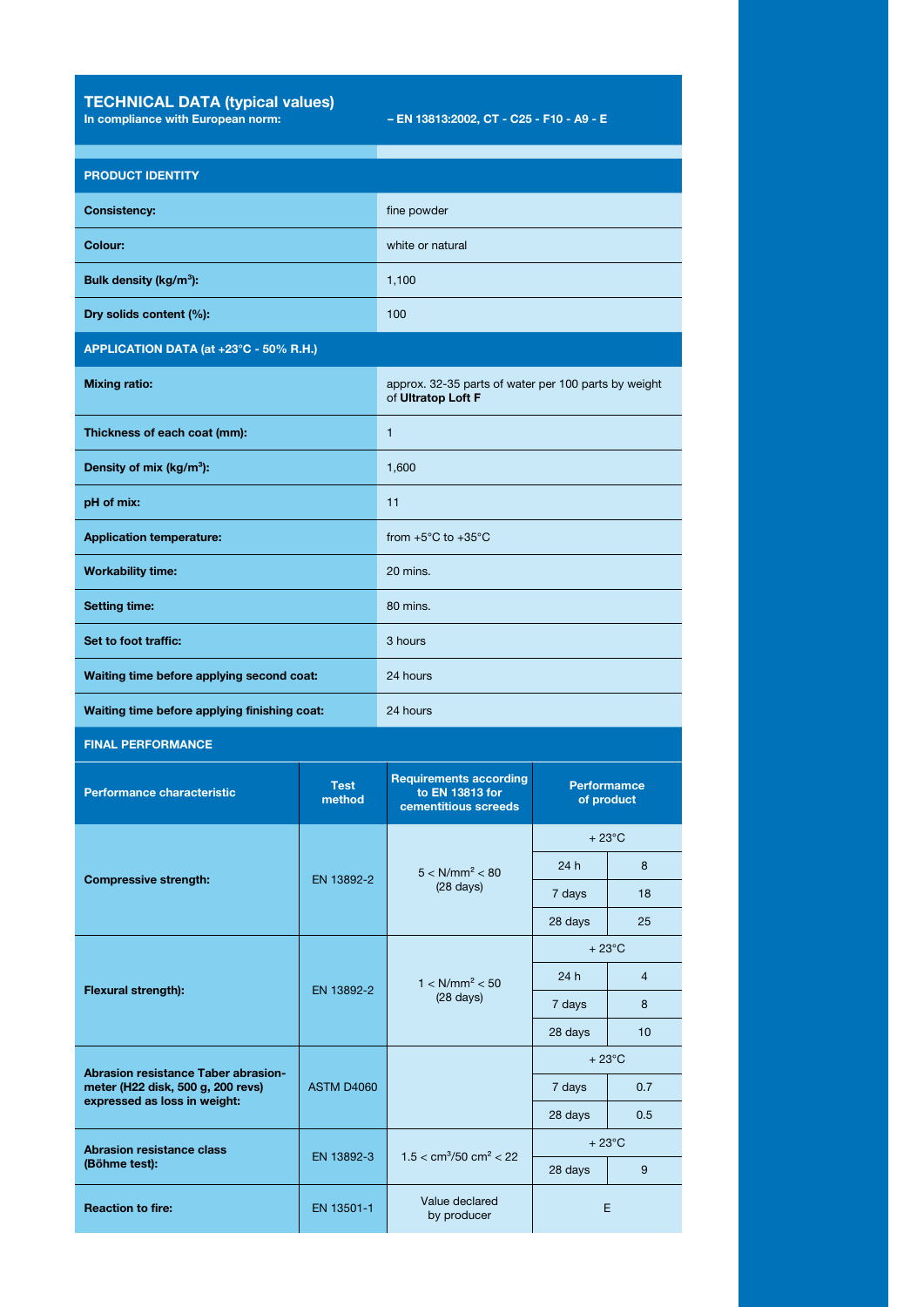## TECHNICAL DATA (typical values)

**In compliance with European norm:** – EN 13813:2002, CT - C25 - F10 - A9 - E

| **PRODUCT IDENTITY** | |
|---|---|
| **Consistency:** | fine powder |
| **Colour:** | white or natural |
| **Bulk density (kg/m³):** | 1,100 |
| **Dry solids content (%):** | 100 |
| **APPLICATION DATA (at +23°C - 50% R.H.)** | |
| **Mixing ratio:** | approx. 32-35 parts of water per 100 parts by weight of **Ultratop Loft F** |
| **Thickness of each coat (mm):** | 1 |
| **Density of mix (kg/m³):** | 1,600 |
| **pH of mix:** | 11 |
| **Application temperature:** | from +5°C to +35°C |
| **Workability time:** | 20 mins. |
| **Setting time:** | 80 mins. |
| **Set to foot traffic:** | 3 hours |
| **Waiting time before applying second coat:** | 24 hours |
| **Waiting time before applying finishing coat:** | 24 hours |

### FINAL PERFORMANCE

| Performance characteristic | Test method | Requirements according to EN 13813 for cementitious screeds | Performamce of product | |
|---|---|---|---|---|
| **Compressive strength:** | EN 13892-2 | 5 < N/mm² < 80 (28 days) | + 23°C | |
| | | | 24 h | 8 |
| | | | 7 days | 18 |
| | | | 28 days | 25 |
| **Flexural strength):** | EN 13892-2 | 1 < N/mm² < 50 (28 days) | + 23°C | |
| | | | 24 h | 4 |
| | | | 7 days | 8 |
| | | | 28 days | 10 |
| **Abrasion resistance Taber abrasion-meter (H22 disk, 500 g, 200 revs) expressed as loss in weight:** | ASTM D4060 | | + 23°C | |
| | | | 7 days | 0.7 |
| | | | 28 days | 0.5 |
| **Abrasion resistance class (Böhme test):** | EN 13892-3 | 1.5 < cm³/50 cm² < 22 | + 23°C | |
| | | | 28 days | 9 |
| **Reaction to fire:** | EN 13501-1 | Value declared by producer | E | |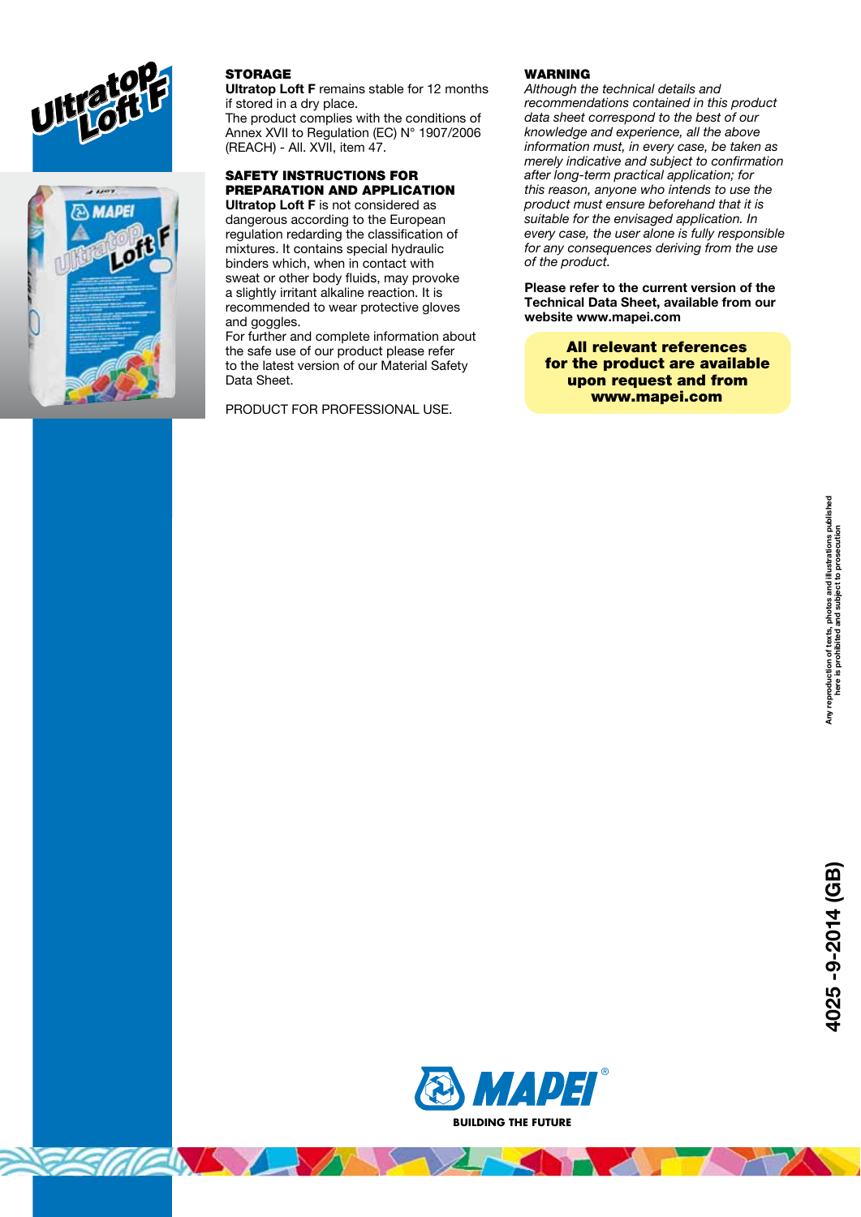## STORAGE

**Ultratop Loft F** remains stable for 12 months if stored in a dry place.
The product complies with the conditions of Annex XVII to Regulation (EC) N° 1907/2006 (REACH) - All. XVII, item 47.

## SAFETY INSTRUCTIONS FOR PREPARATION AND APPLICATION

**Ultratop Loft F** is not considered as dangerous according to the European regulation redarding the classification of mixtures. It contains special hydraulic binders which, when in contact with sweat or other body fluids, may provoke a slightly irritant alkaline reaction. It is recommended to wear protective gloves and goggles.
For further and complete information about the safe use of our product please refer to the latest version of our Material Safety Data Sheet.

PRODUCT FOR PROFESSIONAL USE.

## WARNING

*Although the technical details and recommendations contained in this product data sheet correspond to the best of our knowledge and experience, all the above information must, in every case, be taken as merely indicative and subject to confirmation after long-term practical application; for this reason, anyone who intends to use the product must ensure beforehand that it is suitable for the envisaged application. In every case, the user alone is fully responsible for any consequences deriving from the use of the product.*

**Please refer to the current version of the Technical Data Sheet, available from our website www.mapei.com**

**All relevant references for the product are available upon request and from www.mapei.com**

Any reproduction of texts, photos and illustrations published here is prohibited and subject to prosecution

4025 -9-2014 (GB)

MAPEI® BUILDING THE FUTURE